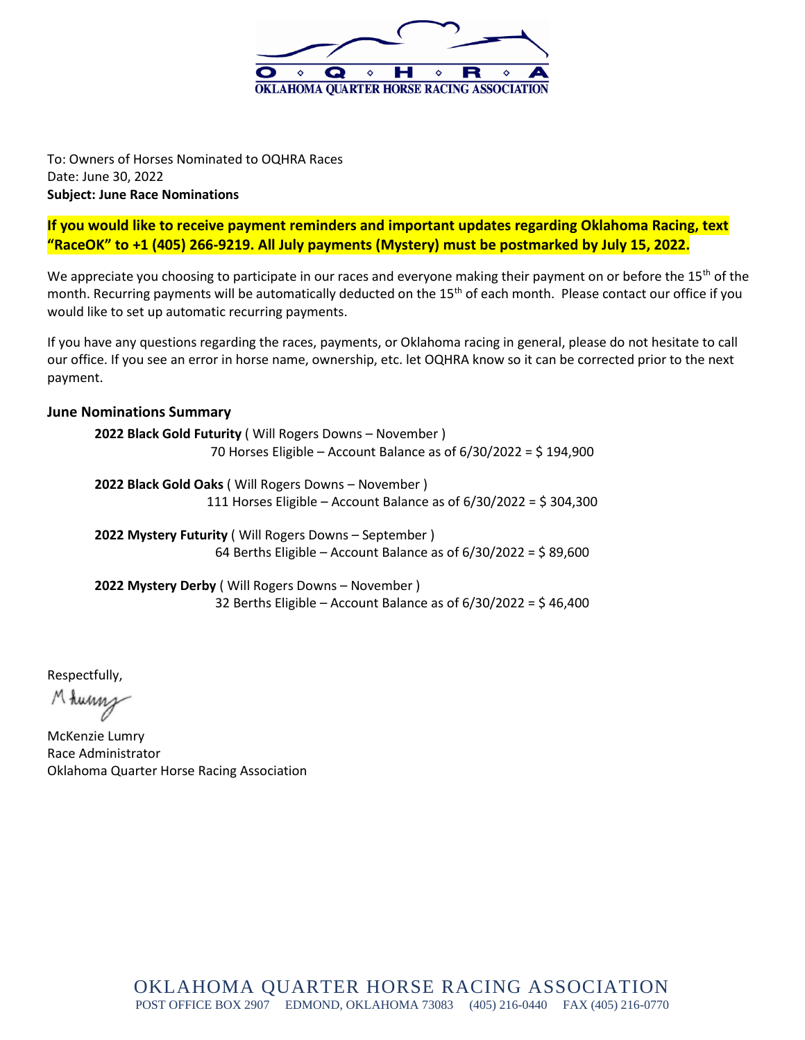O ◇ Q ◇ H ◇ R ◇ A

OKLAHOMA QUARTER HORSE RACING ASSOCIATION

To: Owners of Horses Nominated to OQHRA Races
Date: June 30, 2022
**Subject: June Race Nominations**

**If you would like to receive payment reminders and important updates regarding Oklahoma Racing, text "RaceOK" to +1 (405) 266-9219. All July payments (Mystery) must be postmarked by July 15, 2022.**

We appreciate you choosing to participate in our races and everyone making their payment on or before the 15th of the month. Recurring payments will be automatically deducted on the 15th of each month. Please contact our office if you would like to set up automatic recurring payments.

If you have any questions regarding the races, payments, or Oklahoma racing in general, please do not hesitate to call our office. If you see an error in horse name, ownership, etc. let OQHRA know so it can be corrected prior to the next payment.

### June Nominations Summary

**2022 Black Gold Futurity** ( Will Rogers Downs – November )
70 Horses Eligible – Account Balance as of 6/30/2022 = $ 194,900

**2022 Black Gold Oaks** ( Will Rogers Downs – November )
111 Horses Eligible – Account Balance as of 6/30/2022 = $ 304,300

**2022 Mystery Futurity** ( Will Rogers Downs – September )
64 Berths Eligible – Account Balance as of 6/30/2022 = $ 89,600

**2022 Mystery Derby** ( Will Rogers Downs – November )
32 Berths Eligible – Account Balance as of 6/30/2022 = $ 46,400

Respectfully,

M Lumry

McKenzie Lumry
Race Administrator
Oklahoma Quarter Horse Racing Association

OKLAHOMA QUARTER HORSE RACING ASSOCIATION
POST OFFICE BOX 2907 EDMOND, OKLAHOMA 73083 (405) 216-0440 FAX (405) 216-0770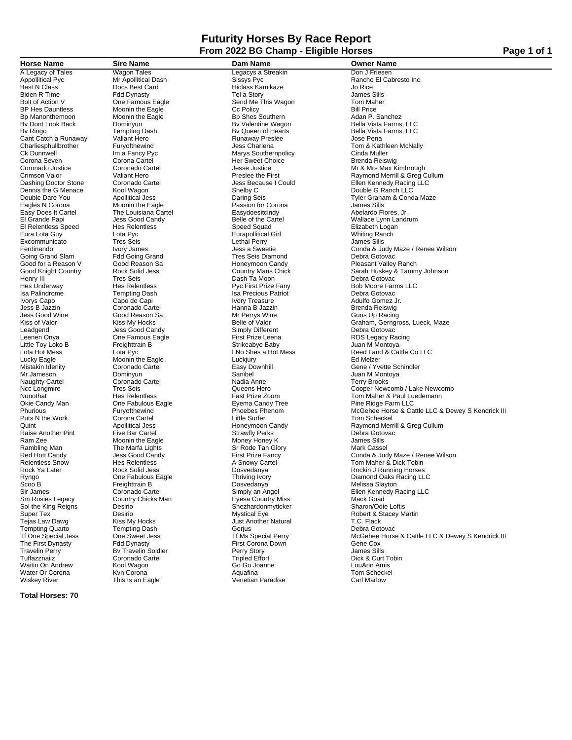# Futurity Horses By Race Report

## From 2022 BG Champ - Eligible Horses

| Horse Name | Sire Name | Dam Name | Owner Name |
|---|---|---|---|
| A Legacy of Tales | Wagon Tales | Legacys a Streakin | Don J Friesen |
| Appollitical Pyc | Mr Apollitical Dash | Sissys Pyc | Rancho El Cabresto Inc. |
| Best N Class | Docs Best Card | Hiclass Kamikaze | Jo Rice |
| Biden R Time | Fdd Dynasty | Tel a Story | James Sills |
| Bolt of Action V | One Famous Eagle | Send Me This Wagon | Tom Maher |
| BP Hes Dauntless | Moonin the Eagle | Cc Policy | Bill Price |
| Bp Manonthemoon | Moonin the Eagle | Bp Shes Southern | Adan P. Sanchez |
| Bv Dont Look Back | Dominyun | Bv Valentine Wagon | Bella Vista Farms, LLC |
| Bv Ringo | Tempting Dash | Bv Queen of Hearts | Bella Vista Farms, LLC |
| Cant Catch a Runaway | Valiant Hero | Runaway Preslee | Jose Pena |
| Charliesphullbrother | Furyofthewind | Jess Charlena | Tom & Kathleen McNally |
| Ck Dunnwell | Im a Fancy Pyc | Marys Southernpolicy | Cinda Muller |
| Corona Seven | Corona Cartel | Her Sweet Choice | Brenda Reiswig |
| Coronado Justice | Coronado Cartel | Jesse Justice | Mr & Mrs Max Kimbrough |
| Crimson Valor | Valiant Hero | Preslee the First | Raymond Merrill & Greg Cullum |
| Dashing Doctor Stone | Coronado Cartel | Jess Because I Could | Ellen Kennedy Racing LLC |
| Dennis the G Menace | Kool Wagon | Shelby C | Double G Ranch LLC |
| Double Dare You | Apollitical Jess | Daring Seis | Tyler Graham & Conda Maze |
| Eagles N Corona | Moonin the Eagle | Passion for Corona | James Sills |
| Easy Does It Cartel | The Louisiana Cartel | Easydoesitcindy | Abelardo Flores, Jr. |
| El Grande Papi | Jess Good Candy | Belle of the Cartel | Wallace Lynn Landrum |
| El Relentless Speed | Hes Relentless | Speed Squad | Elizabeth Logan |
| Eura Lota Guy | Lota Pyc | Eurapollitical Girl | Whiting Ranch |
| Excommunicato | Tres Seis | Lethal Perry | James Sills |
| Ferdinando | Ivory James | Jess a Sweetie | Conda & Judy Maze / Renee Wilson |
| Going Grand Slam | Fdd Going Grand | Tres Seis Diamond | Debra Gotovac |
| Good for a Reason V | Good Reason Sa | Honeymoon Candy | Pleasant Valley Ranch |
| Good Knight Country | Rock Solid Jess | Country Mans Chick | Sarah Huskey & Tammy Johnson |
| Henry III | Tres Seis | Dash Ta Moon | Debra Gotovac |
| Hes Underway | Hes Relentless | Pyc First Prize Fany | Bob Moore Farms LLC |
| Isa Palindrome | Tempting Dash | Isa Precious Patriot | Debra Gotovac |
| Ivorys Capo | Capo de Capi | Ivory Treasure | Adulfo Gomez Jr. |
| Jess B Jazzin | Coronado Cartel | Hanna B Jazzin | Brenda Reiswig |
| Jess Good Wine | Good Reason Sa | Mr Perrys Wine | Guns Up Racing |
| Kiss of Valor | Kiss My Hocks | Belle of Valor | Graham, Gerngross, Lueck, Maze |
| Leadgend | Jess Good Candy | Simply Different | Debra Gotovac |
| Leenen Onya | One Famous Eagle | First Prize Leena | RDS Legacy Racing |
| Little Toy Loko B | Freighttrain B | Strikeabye Baby | Juan M Montoya |
| Lota Hot Mess | Lota Pyc | I No Shes a Hot Mess | Reed Land & Cattle Co LLC |
| Lucky Eagle | Moonin the Eagle | Luckjury | Ed Melzer |
| Mistakin Idenity | Coronado Cartel | Easy Downhill | Gene / Yvette Schindler |
| Mr Jameson | Dominyun | Sanibel | Juan M Montoya |
| Naughty Cartel | Coronado Cartel | Nadia Anne | Terry Brooks |
| Ncc Longmire | Tres Seis | Queens Hero | Cooper Newcomb / Lake Newcomb |
| Nunothat | Hes Relentless | Fast Prize Zoom | Tom Maher & Paul Luedemann |
| Okie Candy Man | One Fabulous Eagle | Eyema Candy Tree | Pine Ridge Farm LLC |
| Phurious | Furyofthewind | Phoebes Phenom | McGehee Horse & Cattle LLC & Dewey S Kendrick III |
| Puts N the Work | Corona Cartel | Little Surfer | Tom Scheckel |
| Quint | Apollitical Jess | Honeymoon Candy | Raymond Merrill & Greg Cullum |
| Raise Another Pint | Five Bar Cartel | Strawfly Perks | Debra Gotovac |
| Ram Zee | Moonin the Eagle | Money Honey K | James Sills |
| Rambling Man | The Marfa Lights | Sr Rode Tah Glory | Mark Cassel |
| Red Hott Candy | Jess Good Candy | First Prize Fancy | Conda & Judy Maze / Renee Wilson |
| Relentless Snow | Hes Relentless | A Snowy Cartel | Tom Maher & Dick Tobin |
| Rock Ya Later | Rock Solid Jess | Dosvedanya | Rockin J Running Horses |
| Ryngo | One Fabulous Eagle | Thriving Ivory | Diamond Oaks Racing LLC |
| Scoo B | Freighttrain B | Dosvedanya | Melissa Slayton |
| Sir James | Coronado Cartel | Simply an Angel | Ellen Kennedy Racing LLC |
| Sm Rosies Legacy | Country Chicks Man | Eyesa Country Miss | Mack Goad |
| Sol the King Reigns | Desirio | Shezhardonmyticker | Sharon/Odie Loftis |
| Super Tex | Desirio | Mystical Eye | Robert & Stacey Martin |
| Tejas Law Dawg | Kiss My Hocks | Just Another Natural | T.C. Flack |
| Tempting Quarto | Tempting Dash | Gorjus | Debra Gotovac |
| Tf One Special Jess | One Sweet Jess | Tf Ms Special Perry | McGehee Horse & Cattle LLC & Dewey S Kendrick III |
| The First Dynasty | Fdd Dynasty | First Corona Down | Gene Cox |
| Travelin Perry | Bv Travelin Soldier | Perry Story | James Sills |
| Tuffazznailz | Coronado Cartel | Tripled Effort | Dick & Curt Tobin |
| Waitin On Andrew | Kool Wagon | Go Go Joanne | LouAnn Amis |
| Water Or Corona | Kvn Corona | Aquafina | Tom Scheckel |
| Wiskey River | This Is an Eagle | Venetian Paradise | Carl Marlow |

**Total Horses: 70**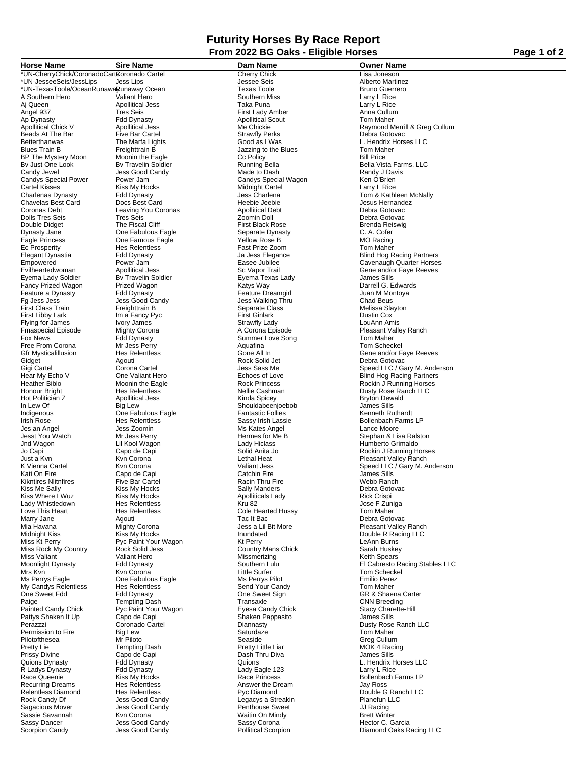# Futurity Horses By Race Report

## From 2022 BG Oaks - Eligible Horses

| Horse Name | Sire Name | Dam Name | Owner Name |
|---|---|---|---|
| *UN-CherryChick/CoronadoCartel | Coronado Cartel | Cherry Chick | Lisa Joneson |
| *UN-JesseeSeis/JessLips | Jess Lips | Jessee Seis | Alberto Martinez |
| *UN-TexasToole/OceanRunaway | Runaway Ocean | Texas Toole | Bruno Guerrero |
| A Southern Hero | Valiant Hero | Southern Miss | Larry L Rice |
| Aj Queen | Apollitical Jess | Taka Puna | Larry L Rice |
| Angel 937 | Tres Seis | First Lady Amber | Anna Cullum |
| Ap Dynasty | Fdd Dynasty | Apollitical Scout | Tom Maher |
| Apollitical Chick V | Apollitical Jess | Me Chickie | Raymond Merrill & Greg Cullum |
| Beads At The Bar | Five Bar Cartel | Strawfly Perks | Debra Gotovac |
| Betterthanwas | The Marfa Lights | Good as I Was | L. Hendrix Horses LLC |
| Blues Train B | Freighttrain B | Jazzing to the Blues | Tom Maher |
| BP The Mystery Moon | Moonin the Eagle | Cc Policy | Bill Price |
| Bv Just One Look | Bv Travelin Soldier | Running Bella | Bella Vista Farms, LLC |
| Candy Jewel | Jess Good Candy | Made to Dash | Randy J Davis |
| Candys Special Power | Power Jam | Candys Special Wagon | Ken O'Brien |
| Cartel Kisses | Kiss My Hocks | Midnight Cartel | Larry L Rice |
| Charlenas Dynasty | Fdd Dynasty | Jess Charlena | Tom & Kathleen McNally |
| Chavelas Best Card | Docs Best Card | Heebie Jeebie | Jesus Hernandez |
| Coronas Debt | Leaving You Coronas | Apollitical Debt | Debra Gotovac |
| Dolls Tres Seis | Tres Seis | Zoomin Doll | Debra Gotovac |
| Double Didget | The Fiscal Cliff | First Black Rose | Brenda Reiswig |
| Dynasty Jane | One Fabulous Eagle | Separate Dynasty | C. A. Cofer |
| Eagle Princess | One Famous Eagle | Yellow Rose B | MO Racing |
| Ec Prosperity | Hes Relentless | Fast Prize Zoom | Tom Maher |
| Elegant Dynastia | Fdd Dynasty | Ja Jess Elegance | Blind Hog Racing Partners |
| Empowered | Power Jam | Easee Jubilee | Cavenaugh Quarter Horses |
| Evilheartedwoman | Apollitical Jess | Sc Vapor Trail | Gene and/or Faye Reeves |
| Eyema Lady Soldier | Bv Travelin Soldier | Eyema Texas Lady | James Sills |
| Fancy Prized Wagon | Prized Wagon | Katys Way | Darrell G. Edwards |
| Feature a Dynasty | Fdd Dynasty | Feature Dreamgirl | Juan M Montoya |
| Fg Jess Jess | Jess Good Candy | Jess Walking Thru | Chad Beus |
| First Class Train | Freighttrain B | Separate Class | Melissa Slayton |
| First Libby Lark | Im a Fancy Pyc | First Ginlark | Dustin Cox |
| Flying for James | Ivory James | Strawfly Lady | LouAnn Amis |
| Fmaspecial Episode | Mighty Corona | A Corona Episode | Pleasant Valley Ranch |
| Fox News | Fdd Dynasty | Summer Love Song | Tom Maher |
| Free From Corona | Mr Jess Perry | Aquafina | Tom Scheckel |
| Gfr Mysticalillusion | Hes Relentless | Gone All In | Gene and/or Faye Reeves |
| Gidget | Agouti | Rock Solid Jet | Debra Gotovac |
| Gigi Cartel | Corona Cartel | Jess Sass Me | Speed LLC / Gary M. Anderson |
| Hear My Echo V | One Valiant Hero | Echoes of Love | Blind Hog Racing Partners |
| Heather Biblo | Moonin the Eagle | Rock Princess | Rockin J Running Horses |
| Honour Bright | Hes Relentless | Nellie Cashman | Dusty Rose Ranch LLC |
| Hot Politician Z | Apollitical Jess | Kinda Spicey | Bryton Dewald |
| In Lew Of | Big Lew | Shouldabeenjoebob | James Sills |
| Indigenous | One Fabulous Eagle | Fantastic Follies | Kenneth Ruthardt |
| Irish Rose | Hes Relentless | Sassy Irish Lassie | Bollenbach Farms LP |
| Jes an Angel | Jess Zoomin | Ms Kates Angel | Lance Moore |
| Jesst You Watch | Mr Jess Perry | Hermes for Me B | Stephan & Lisa Ralston |
| Jnd Wagon | Lil Kool Wagon | Lady Hiclass | Humberto Grimaldo |
| Jo Capi | Capo de Capi | Solid Anita Jo | Rockin J Running Horses |
| Just a Kvn | Kvn Corona | Lethal Heat | Pleasant Valley Ranch |
| K Vienna Cartel | Kvn Corona | Valiant Jess | Speed LLC / Gary M. Anderson |
| Kati On Fire | Capo de Capi | Catchin Fire | James Sills |
| Kikntires Nlitnfires | Five Bar Cartel | Racin Thru Fire | Webb Ranch |
| Kiss Me Sally | Kiss My Hocks | Sally Manders | Debra Gotovac |
| Kiss Where I Wuz | Kiss My Hocks | Apolliticals Lady | Rick Crispi |
| Lady Whistledown | Hes Relentless | Kru 82 | Jose F Zuniga |
| Love This Heart | Hes Relentless | Cole Hearted Hussy | Tom Maher |
| Marry Jane | Agouti | Tac It Bac | Debra Gotovac |
| Mia Havana | Mighty Corona | Jess a Lil Bit More | Pleasant Valley Ranch |
| Midnight Kiss | Kiss My Hocks | Inundated | Double R Racing LLC |
| Miss Kt Perry | Pyc Paint Your Wagon | Kt Perry | LeAnn Burns |
| Miss Rock My Country | Rock Solid Jess | Country Mans Chick | Sarah Huskey |
| Miss Valiant | Valiant Hero | Missmerizing | Keith Spears |
| Moonlight Dynasty | Fdd Dynasty | Southern Lulu | El Cabresto Racing Stables LLC |
| Mrs Kvn | Kvn Corona | Little Surfer | Tom Scheckel |
| Ms Perrys Eagle | One Fabulous Eagle | Ms Perrys Pilot | Emilio Perez |
| My Candys Relentless | Hes Relentless | Send Your Candy | Tom Maher |
| One Sweet Fdd | Fdd Dynasty | One Sweet Sign | GR & Shaena Carter |
| Paige | Tempting Dash | Transaxle | CNN Breeding |
| Painted Candy Chick | Pyc Paint Your Wagon | Eyesa Candy Chick | Stacy Charette-Hill |
| Pattys Shaken It Up | Capo de Capi | Shaken Pappasito | James Sills |
| Perazzzi | Coronado Cartel | Diannasty | Dusty Rose Ranch LLC |
| Permission to Fire | Big Lew | Saturdaze | Tom Maher |
| Pilotofthesea | Mr Piloto | Seaside | Greg Cullum |
| Pretty Lie | Tempting Dash | Pretty Little Liar | MOK 4 Racing |
| Prissy Divine | Capo de Capi | Dash Thru Diva | James Sills |
| Quions Dynasty | Fdd Dynasty | Quions | L. Hendrix Horses LLC |
| R Ladys Dynasty | Fdd Dynasty | Lady Eagle 123 | Larry L Rice |
| Race Queenie | Kiss My Hocks | Race Princess | Bollenbach Farms LP |
| Recurring Dreams | Hes Relentless | Answer the Dream | Jay Ross |
| Relentless Diamond | Hes Relentless | Pyc Diamond | Double G Ranch LLC |
| Rock Candy Df | Jess Good Candy | Legacys a Streakin | Planefun LLC |
| Sagacious Mover | Jess Good Candy | Penthouse Sweet | JJ Racing |
| Sassie Savannah | Kvn Corona | Waitin On Mindy | Brett Winter |
| Sassy Dancer | Jess Good Candy | Sassy Corona | Hector C. Garcia |
| Scorpion Candy | Jess Good Candy | Pollitical Scorpion | Diamond Oaks Racing LLC |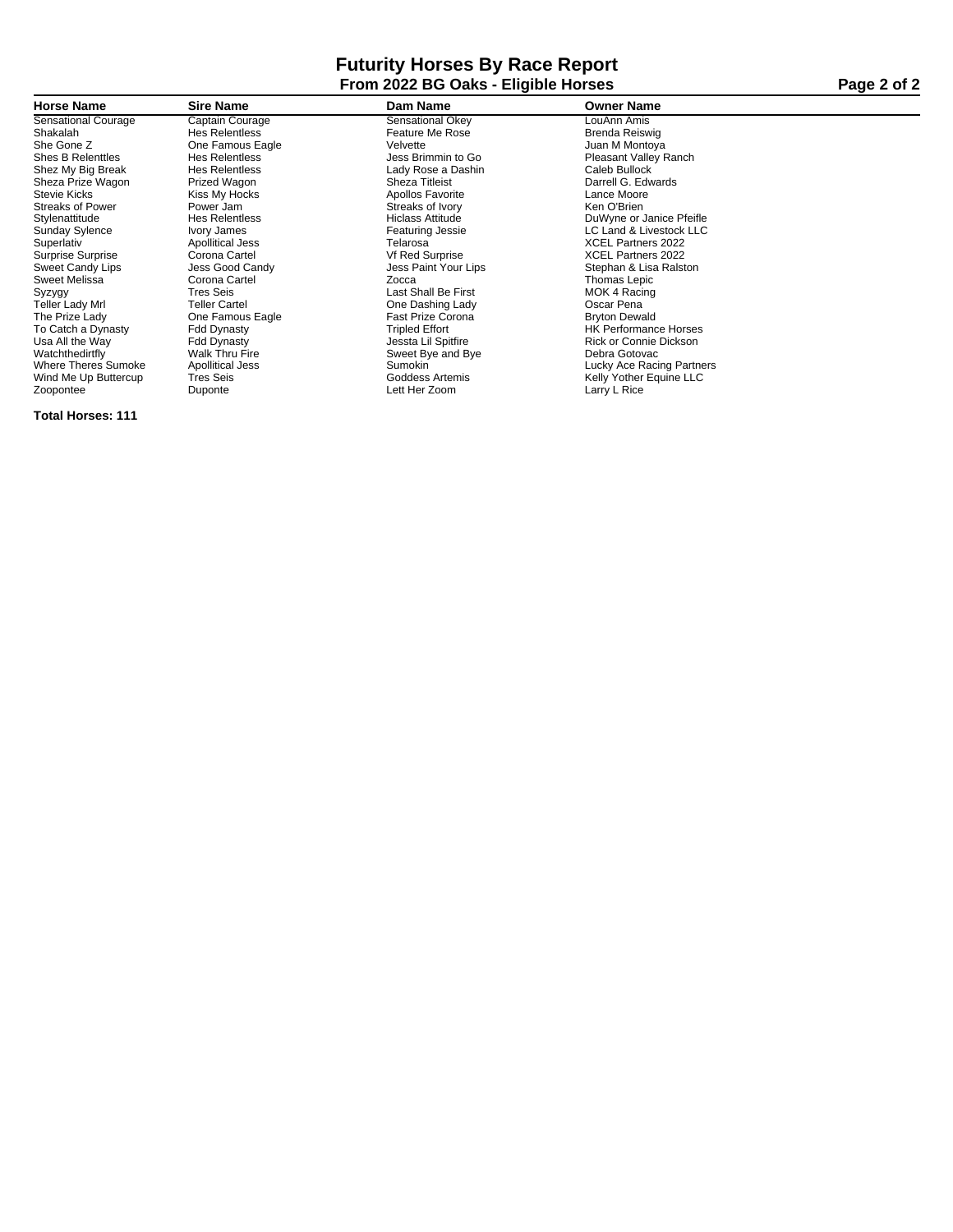# Futurity Horses By Race Report

## From 2022 BG Oaks - Eligible Horses

| Horse Name | Sire Name | Dam Name | Owner Name |
|---|---|---|---|
| Sensational Courage | Captain Courage | Sensational Okey | LouAnn Amis |
| Shakalah | Hes Relentless | Feature Me Rose | Brenda Reiswig |
| She Gone Z | One Famous Eagle | Velvette | Juan M Montoya |
| Shes B Relenttles | Hes Relentless | Jess Brimmin to Go | Pleasant Valley Ranch |
| Shez My Big Break | Hes Relentless | Lady Rose a Dashin | Caleb Bullock |
| Sheza Prize Wagon | Prized Wagon | Sheza Titleist | Darrell G. Edwards |
| Stevie Kicks | Kiss My Hocks | Apollos Favorite | Lance Moore |
| Streaks of Power | Power Jam | Streaks of Ivory | Ken O'Brien |
| Stylenattitude | Hes Relentless | Hiclass Attitude | DuWyne or Janice Pfeifle |
| Sunday Sylence | Ivory James | Featuring Jessie | LC Land & Livestock LLC |
| Superlativ | Apollitical Jess | Telarosa | XCEL Partners 2022 |
| Surprise Surprise | Corona Cartel | Vf Red Surprise | XCEL Partners 2022 |
| Sweet Candy Lips | Jess Good Candy | Jess Paint Your Lips | Stephan & Lisa Ralston |
| Sweet Melissa | Corona Cartel | Zocca | Thomas Lepic |
| Syzygy | Tres Seis | Last Shall Be First | MOK 4 Racing |
| Teller Lady Mrl | Teller Cartel | One Dashing Lady | Oscar Pena |
| The Prize Lady | One Famous Eagle | Fast Prize Corona | Bryton Dewald |
| To Catch a Dynasty | Fdd Dynasty | Tripled Effort | HK Performance Horses |
| Usa All the Way | Fdd Dynasty | Jessta Lil Spitfire | Rick or Connie Dickson |
| Watchthedirtfly | Walk Thru Fire | Sweet Bye and Bye | Debra Gotovac |
| Where Theres Sumoke | Apollitical Jess | Sumokin | Lucky Ace Racing Partners |
| Wind Me Up Buttercup | Tres Seis | Goddess Artemis | Kelly Yother Equine LLC |
| Zoopontee | Duponte | Lett Her Zoom | Larry L Rice |

**Total Horses: 111**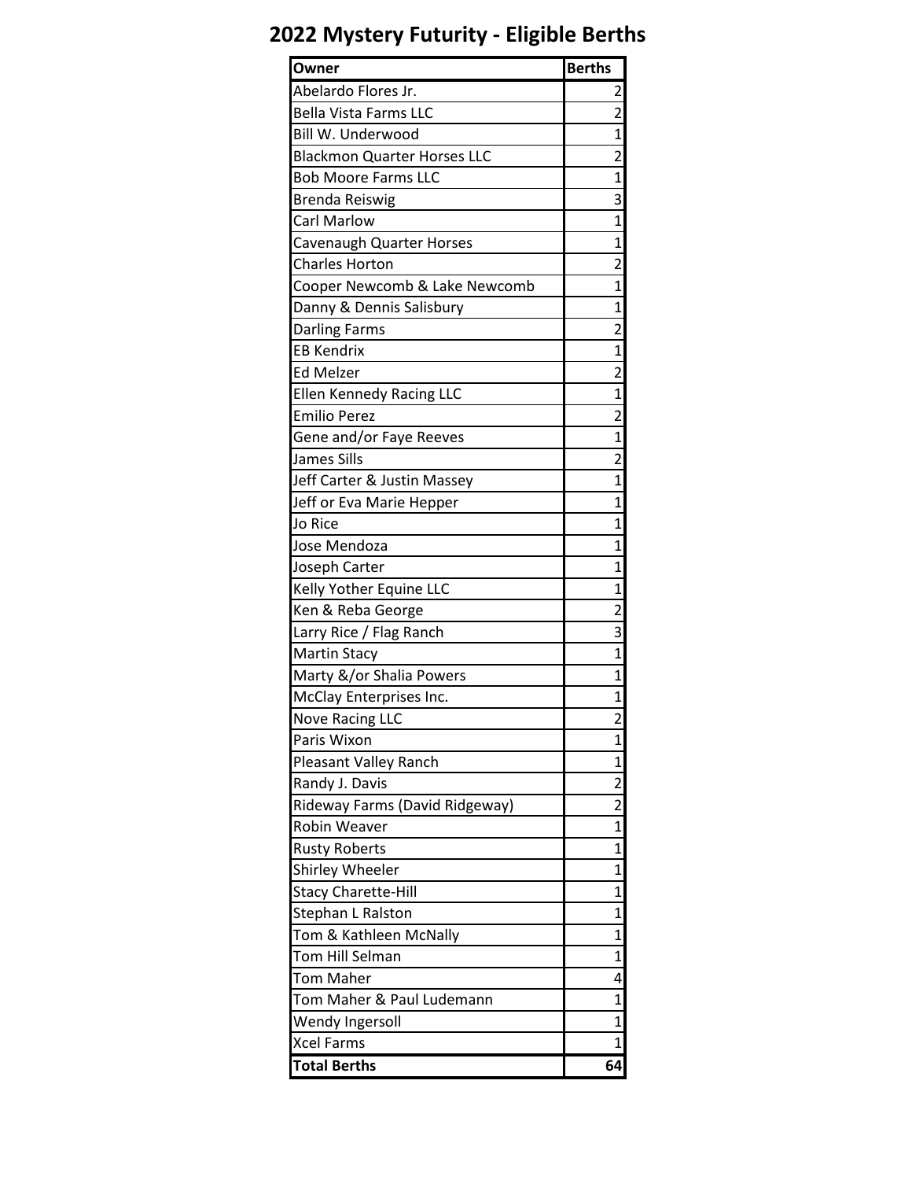# 2022 Mystery Futurity - Eligible Berths

| Owner | Berths |
|---|---|
| Abelardo Flores Jr. | 2 |
| Bella Vista Farms LLC | 2 |
| Bill W. Underwood | 1 |
| Blackmon Quarter Horses LLC | 2 |
| Bob Moore Farms LLC | 1 |
| Brenda Reiswig | 3 |
| Carl Marlow | 1 |
| Cavenaugh Quarter Horses | 1 |
| Charles Horton | 2 |
| Cooper Newcomb & Lake Newcomb | 1 |
| Danny & Dennis Salisbury | 1 |
| Darling Farms | 2 |
| EB Kendrix | 1 |
| Ed Melzer | 2 |
| Ellen Kennedy Racing LLC | 1 |
| Emilio Perez | 2 |
| Gene and/or Faye Reeves | 1 |
| James Sills | 2 |
| Jeff Carter & Justin Massey | 1 |
| Jeff or Eva Marie Hepper | 1 |
| Jo Rice | 1 |
| Jose Mendoza | 1 |
| Joseph Carter | 1 |
| Kelly Yother Equine LLC | 1 |
| Ken & Reba George | 2 |
| Larry Rice / Flag Ranch | 3 |
| Martin Stacy | 1 |
| Marty &/or Shalia Powers | 1 |
| McClay Enterprises Inc. | 1 |
| Nove Racing LLC | 2 |
| Paris Wixon | 1 |
| Pleasant Valley Ranch | 1 |
| Randy J. Davis | 2 |
| Rideway Farms (David Ridgeway) | 2 |
| Robin Weaver | 1 |
| Rusty Roberts | 1 |
| Shirley Wheeler | 1 |
| Stacy Charette-Hill | 1 |
| Stephan L Ralston | 1 |
| Tom & Kathleen McNally | 1 |
| Tom Hill Selman | 1 |
| Tom Maher | 4 |
| Tom Maher & Paul Ludemann | 1 |
| Wendy Ingersoll | 1 |
| Xcel Farms | 1 |
| **Total Berths** | **64** |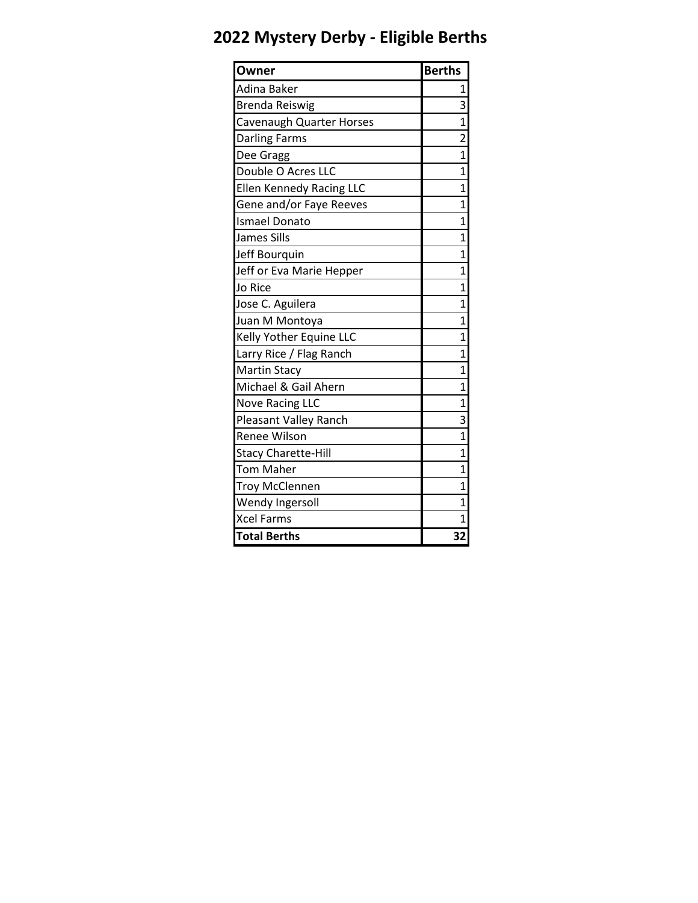# 2022 Mystery Derby - Eligible Berths

| Owner | Berths |
|---|---|
| Adina Baker | 1 |
| Brenda Reiswig | 3 |
| Cavenaugh Quarter Horses | 1 |
| Darling Farms | 2 |
| Dee Gragg | 1 |
| Double O Acres LLC | 1 |
| Ellen Kennedy Racing LLC | 1 |
| Gene and/or Faye Reeves | 1 |
| Ismael Donato | 1 |
| James Sills | 1 |
| Jeff Bourquin | 1 |
| Jeff or Eva Marie Hepper | 1 |
| Jo Rice | 1 |
| Jose C. Aguilera | 1 |
| Juan M Montoya | 1 |
| Kelly Yother Equine LLC | 1 |
| Larry Rice / Flag Ranch | 1 |
| Martin Stacy | 1 |
| Michael & Gail Ahern | 1 |
| Nove Racing LLC | 1 |
| Pleasant Valley Ranch | 3 |
| Renee Wilson | 1 |
| Stacy Charette-Hill | 1 |
| Tom Maher | 1 |
| Troy McClennen | 1 |
| Wendy Ingersoll | 1 |
| Xcel Farms | 1 |
| **Total Berths** | **32** |